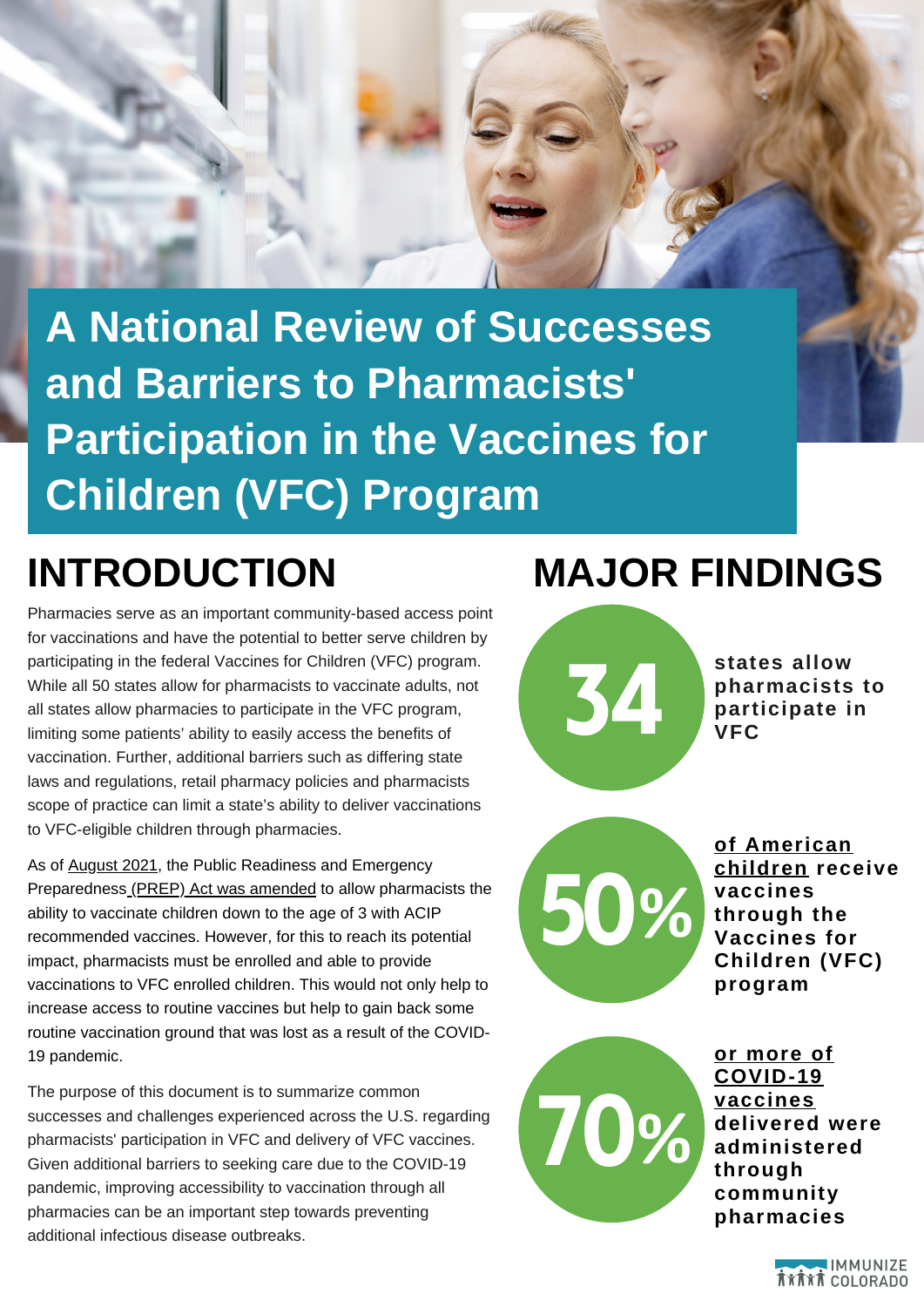# A National Review of Successes and Barriers to Pharmacists' Participation in the Vaccines for Children (VFC) Program

## INTRODUCTION

Pharmacies serve as an important community-based access point for vaccinations and have the potential to better serve children by participating in the federal Vaccines for Children (VFC) program. While all 50 states allow for pharmacists to vaccinate adults, not all states allow pharmacies to participate in the VFC program, limiting some patients' ability to easily access the benefits of vaccination. Further, additional barriers such as differing state laws and regulations, retail pharmacy policies and pharmacists scope of practice can limit a state's ability to deliver vaccinations to VFC-eligible children through pharmacies.

As of August 2021, the Public Readiness and Emergency Preparedness (PREP) Act was amended to allow pharmacists the ability to vaccinate children down to the age of 3 with ACIP recommended vaccines. However, for this to reach its potential impact, pharmacists must be enrolled and able to provide vaccinations to VFC enrolled children. This would not only help to increase access to routine vaccines but help to gain back some routine vaccination ground that was lost as a result of the COVID-19 pandemic.

The purpose of this document is to summarize common successes and challenges experienced across the U.S. regarding pharmacists' participation in VFC and delivery of VFC vaccines. Given additional barriers to seeking care due to the COVID-19 pandemic, improving accessibility to vaccination through all pharmacies can be an important step towards preventing additional infectious disease outbreaks.

## MAJOR FINDINGS

**34** states allow pharmacists to participate in VFC

**50%** of American children receive vaccines through the Vaccines for Children (VFC) program

**70%** or more of COVID-19 vaccines delivered were administered through community pharmacies

IMMUNIZE COLORADO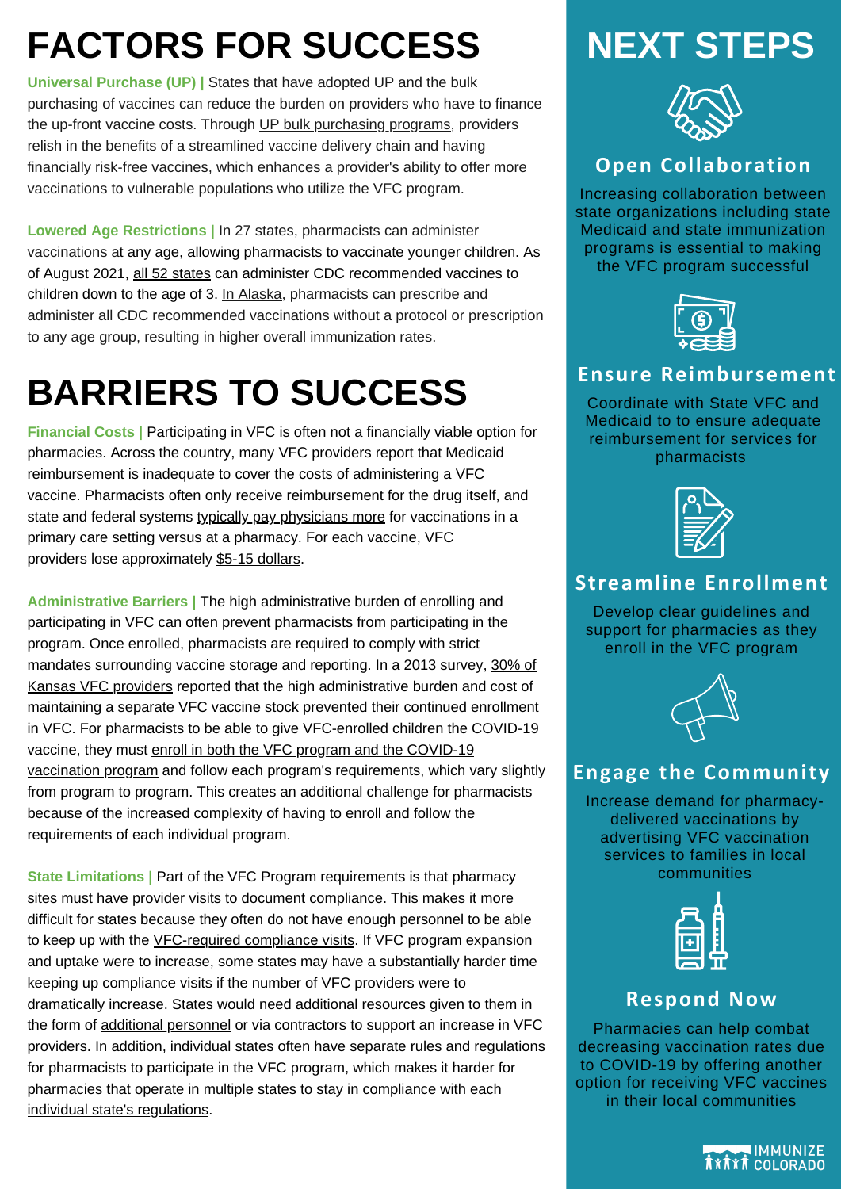# FACTORS FOR SUCCESS

**Universal Purchase (UP) |** States that have adopted UP and the bulk purchasing of vaccines can reduce the burden on providers who have to finance the up-front vaccine costs. Through UP bulk purchasing programs, providers relish in the benefits of a streamlined vaccine delivery chain and having financially risk-free vaccines, which enhances a provider's ability to offer more vaccinations to vulnerable populations who utilize the VFC program.

**Lowered Age Restrictions |** In 27 states, pharmacists can administer vaccinations at any age, allowing pharmacists to vaccinate younger children. As of August 2021, all 52 states can administer CDC recommended vaccines to children down to the age of 3. In Alaska, pharmacists can prescribe and administer all CDC recommended vaccinations without a protocol or prescription to any age group, resulting in higher overall immunization rates.

# BARRIERS TO SUCCESS

**Financial Costs |** Participating in VFC is often not a financially viable option for pharmacies. Across the country, many VFC providers report that Medicaid reimbursement is inadequate to cover the costs of administering a VFC vaccine. Pharmacists often only receive reimbursement for the drug itself, and state and federal systems typically pay physicians more for vaccinations in a primary care setting versus at a pharmacy. For each vaccine, VFC providers lose approximately $5-15 dollars.

**Administrative Barriers |** The high administrative burden of enrolling and participating in VFC can often prevent pharmacists from participating in the program. Once enrolled, pharmacists are required to comply with strict mandates surrounding vaccine storage and reporting. In a 2013 survey, 30% of Kansas VFC providers reported that the high administrative burden and cost of maintaining a separate VFC vaccine stock prevented their continued enrollment in VFC. For pharmacists to be able to give VFC-enrolled children the COVID-19 vaccine, they must enroll in both the VFC program and the COVID-19 vaccination program and follow each program's requirements, which vary slightly from program to program. This creates an additional challenge for pharmacists because of the increased complexity of having to enroll and follow the requirements of each individual program.

**State Limitations |** Part of the VFC Program requirements is that pharmacy sites must have provider visits to document compliance. This makes it more difficult for states because they often do not have enough personnel to be able to keep up with the VFC-required compliance visits. If VFC program expansion and uptake were to increase, some states may have a substantially harder time keeping up compliance visits if the number of VFC providers were to dramatically increase. States would need additional resources given to them in the form of additional personnel or via contractors to support an increase in VFC providers. In addition, individual states often have separate rules and regulations for pharmacists to participate in the VFC program, which makes it harder for pharmacies that operate in multiple states to stay in compliance with each individual state's regulations.

# NEXT STEPS

## Open Collaboration

Increasing collaboration between state organizations including state Medicaid and state immunization programs is essential to making the VFC program successful

## Ensure Reimbursement

Coordinate with State VFC and Medicaid to to ensure adequate reimbursement for services for pharmacists

## Streamline Enrollment

Develop clear guidelines and support for pharmacies as they enroll in the VFC program

## Engage the Community

Increase demand for pharmacy-delivered vaccinations by advertising VFC vaccination services to families in local communities

## Respond Now

Pharmacies can help combat decreasing vaccination rates due to COVID-19 by offering another option for receiving VFC vaccines in their local communities

IMMUNIZE COLORADO